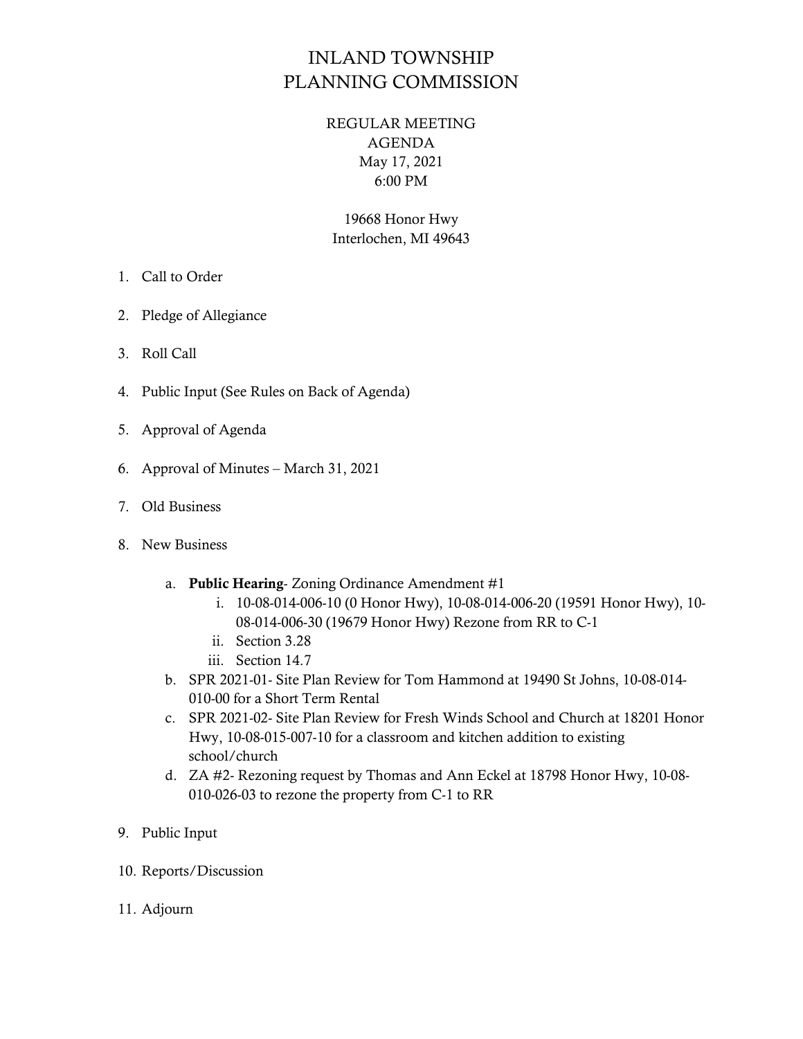# INLAND TOWNSHIP
# PLANNING COMMISSION

REGULAR MEETING
AGENDA
May 17, 2021
6:00 PM

19668 Honor Hwy
Interlochen, MI 49643

1. Call to Order
2. Pledge of Allegiance
3. Roll Call
4. Public Input (See Rules on Back of Agenda)
5. Approval of Agenda
6. Approval of Minutes – March 31, 2021
7. Old Business
8. New Business
    a. **Public Hearing**- Zoning Ordinance Amendment #1
        i. 10-08-014-006-10 (0 Honor Hwy), 10-08-014-006-20 (19591 Honor Hwy), 10-08-014-006-30 (19679 Honor Hwy) Rezone from RR to C-1
        ii. Section 3.28
        iii. Section 14.7
    b. SPR 2021-01- Site Plan Review for Tom Hammond at 19490 St Johns, 10-08-014-010-00 for a Short Term Rental
    c. SPR 2021-02- Site Plan Review for Fresh Winds School and Church at 18201 Honor Hwy, 10-08-015-007-10 for a classroom and kitchen addition to existing school/church
    d. ZA #2- Rezoning request by Thomas and Ann Eckel at 18798 Honor Hwy, 10-08-010-026-03 to rezone the property from C-1 to RR
9. Public Input
10. Reports/Discussion
11. Adjourn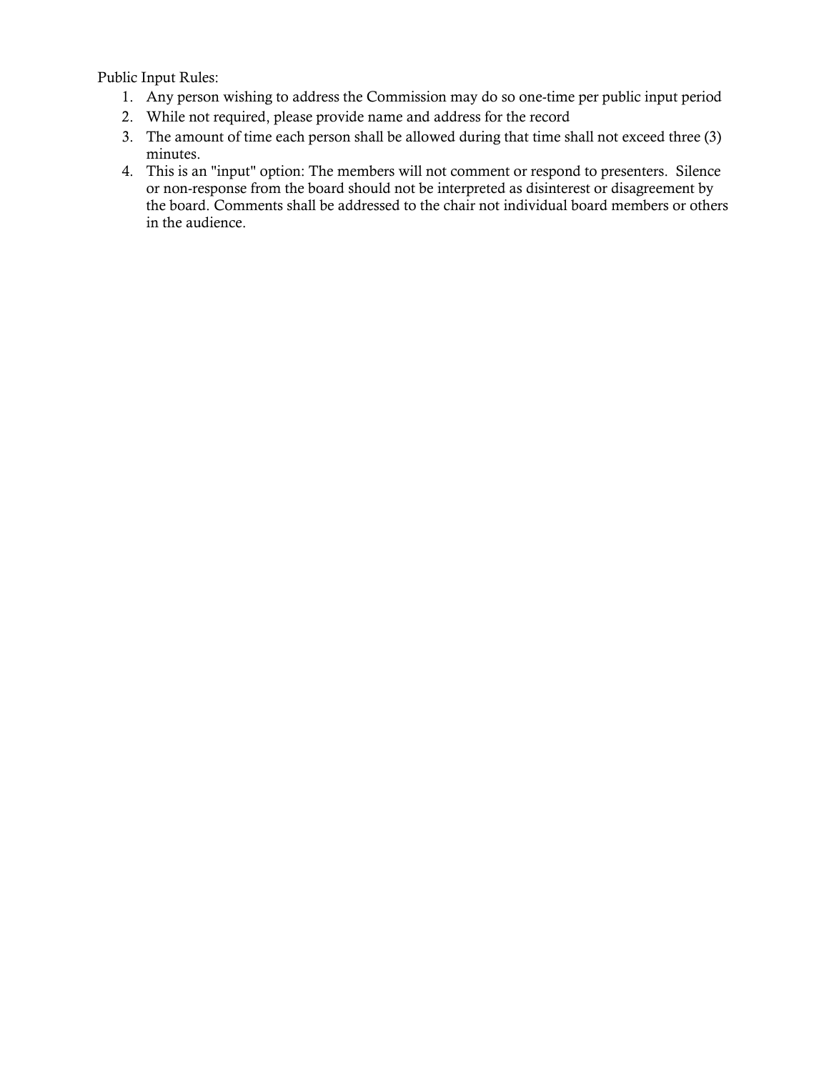Public Input Rules:

1. Any person wishing to address the Commission may do so one-time per public input period
2. While not required, please provide name and address for the record
3. The amount of time each person shall be allowed during that time shall not exceed three (3) minutes.
4. This is an "input" option: The members will not comment or respond to presenters. Silence or non-response from the board should not be interpreted as disinterest or disagreement by the board. Comments shall be addressed to the chair not individual board members or others in the audience.